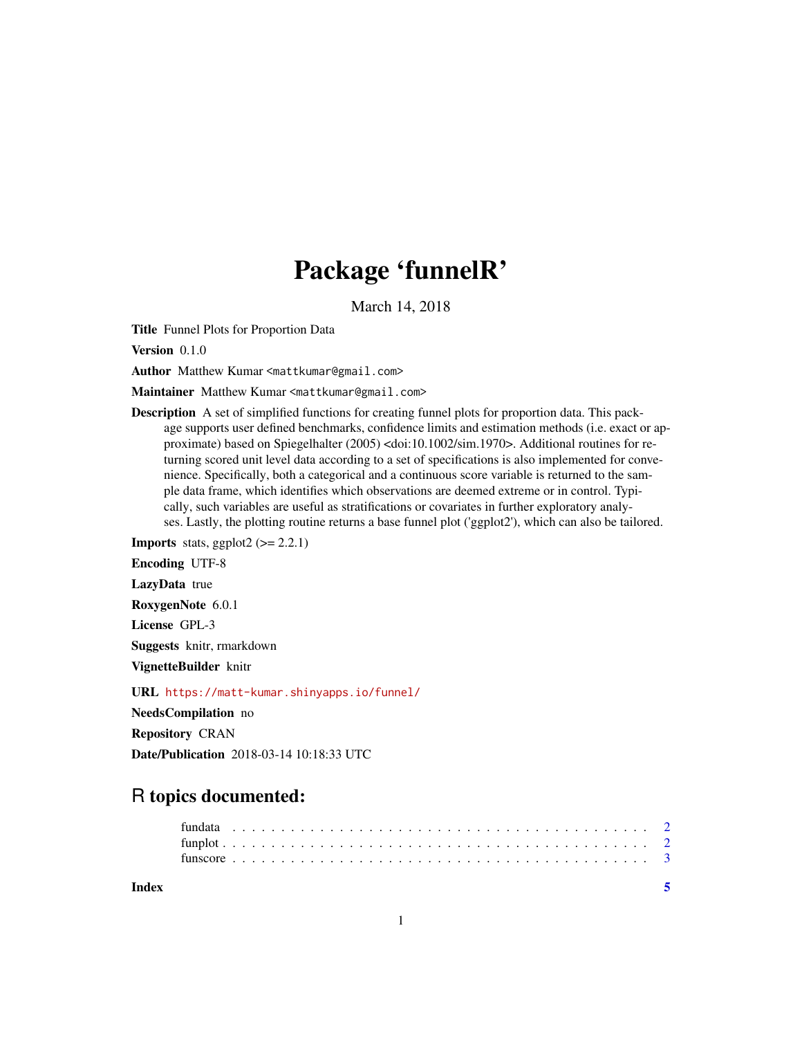# Package 'funnelR'

March 14, 2018

**Title** Funnel Plots for Proportion Data

**Version** 0.1.0

**Author** Matthew Kumar <mattkumar@gmail.com>

**Maintainer** Matthew Kumar <mattkumar@gmail.com>

**Description** A set of simplified functions for creating funnel plots for proportion data. This package supports user defined benchmarks, confidence limits and estimation methods (i.e. exact or approximate) based on Spiegelhalter (2005) <doi:10.1002/sim.1970>. Additional routines for returning scored unit level data according to a set of specifications is also implemented for convenience. Specifically, both a categorical and a continuous score variable is returned to the sample data frame, which identifies which observations are deemed extreme or in control. Typically, such variables are useful as stratifications or covariates in further exploratory analyses. Lastly, the plotting routine returns a base funnel plot ('ggplot2'), which can also be tailored.

**Imports** stats, ggplot2 (>= 2.2.1)

**Encoding** UTF-8

**LazyData** true

**RoxygenNote** 6.0.1

**License** GPL-3

**Suggests** knitr, rmarkdown

**VignetteBuilder** knitr

**URL** https://matt-kumar.shinyapps.io/funnel/

**NeedsCompilation** no

**Repository** CRAN

**Date/Publication** 2018-03-14 10:18:33 UTC

## R topics documented:

- fundata . . . . . . . . . . . . . . . . . . . . . . . . . . . . . . . . . . . . . . . . 2
- funplot . . . . . . . . . . . . . . . . . . . . . . . . . . . . . . . . . . . . . . . . 2
- funscore . . . . . . . . . . . . . . . . . . . . . . . . . . . . . . . . . . . . . . . . 3

**Index** 5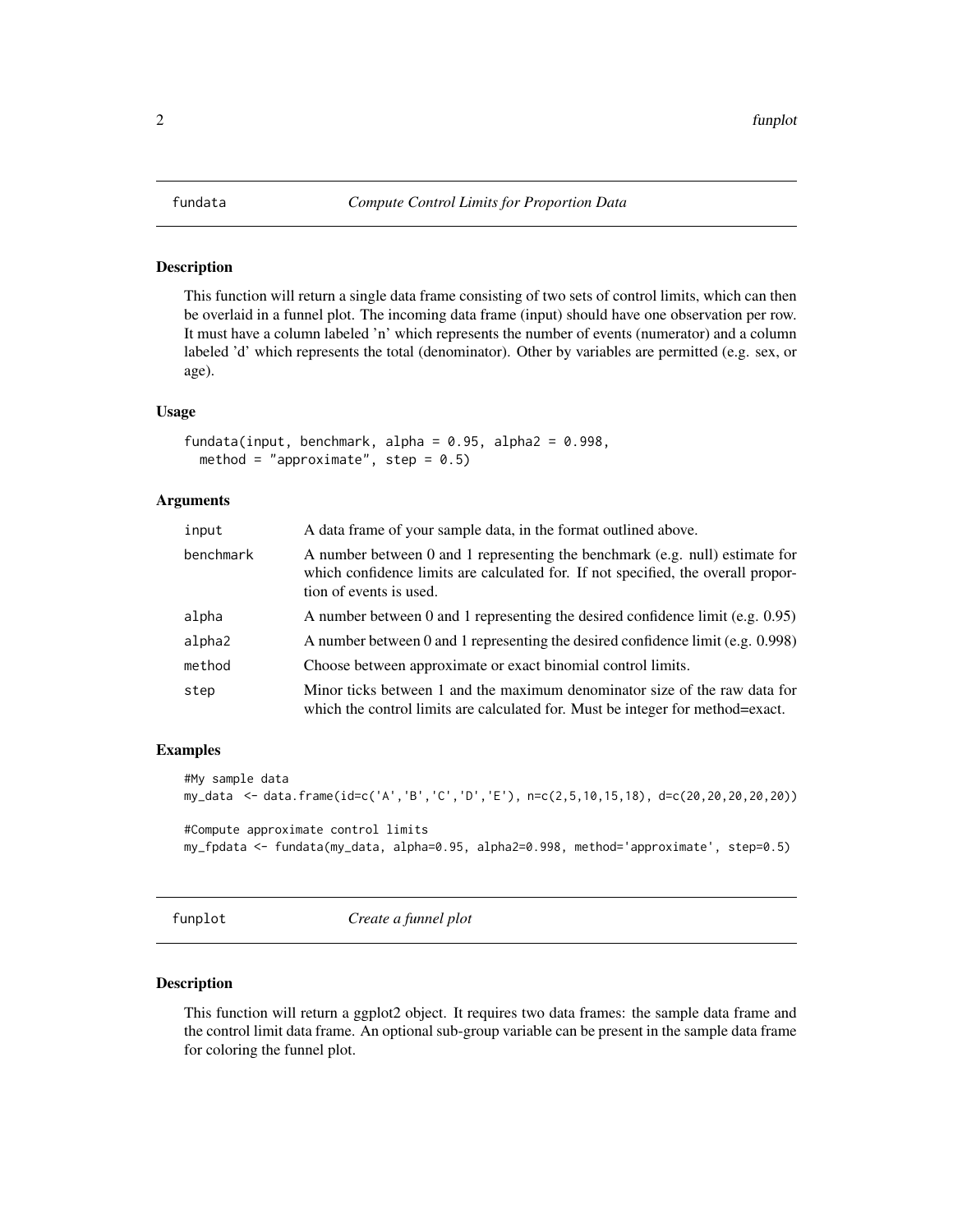## fundata — *Compute Control Limits for Proportion Data*

### Description

This function will return a single data frame consisting of two sets of control limits, which can then be overlaid in a funnel plot. The incoming data frame (input) should have one observation per row. It must have a column labeled 'n' which represents the number of events (numerator) and a column labeled 'd' which represents the total (denominator). Other by variables are permitted (e.g. sex, or age).

### Usage

```
fundata(input, benchmark, alpha = 0.95, alpha2 = 0.998,
  method = "approximate", step = 0.5)
```

### Arguments

| | |
|---|---|
| input | A data frame of your sample data, in the format outlined above. |
| benchmark | A number between 0 and 1 representing the benchmark (e.g. null) estimate for which confidence limits are calculated for. If not specified, the overall proportion of events is used. |
| alpha | A number between 0 and 1 representing the desired confidence limit (e.g. 0.95) |
| alpha2 | A number between 0 and 1 representing the desired confidence limit (e.g. 0.998) |
| method | Choose between approximate or exact binomial control limits. |
| step | Minor ticks between 1 and the maximum denominator size of the raw data for which the control limits are calculated for. Must be integer for method=exact. |

### Examples

```
#My sample data
my_data  <- data.frame(id=c('A','B','C','D','E'), n=c(2,5,10,15,18), d=c(20,20,20,20,20))

#Compute approximate control limits
my_fpdata <- fundata(my_data, alpha=0.95, alpha2=0.998, method='approximate', step=0.5)
```

## funplot — *Create a funnel plot*

### Description

This function will return a ggplot2 object. It requires two data frames: the sample data frame and the control limit data frame. An optional sub-group variable can be present in the sample data frame for coloring the funnel plot.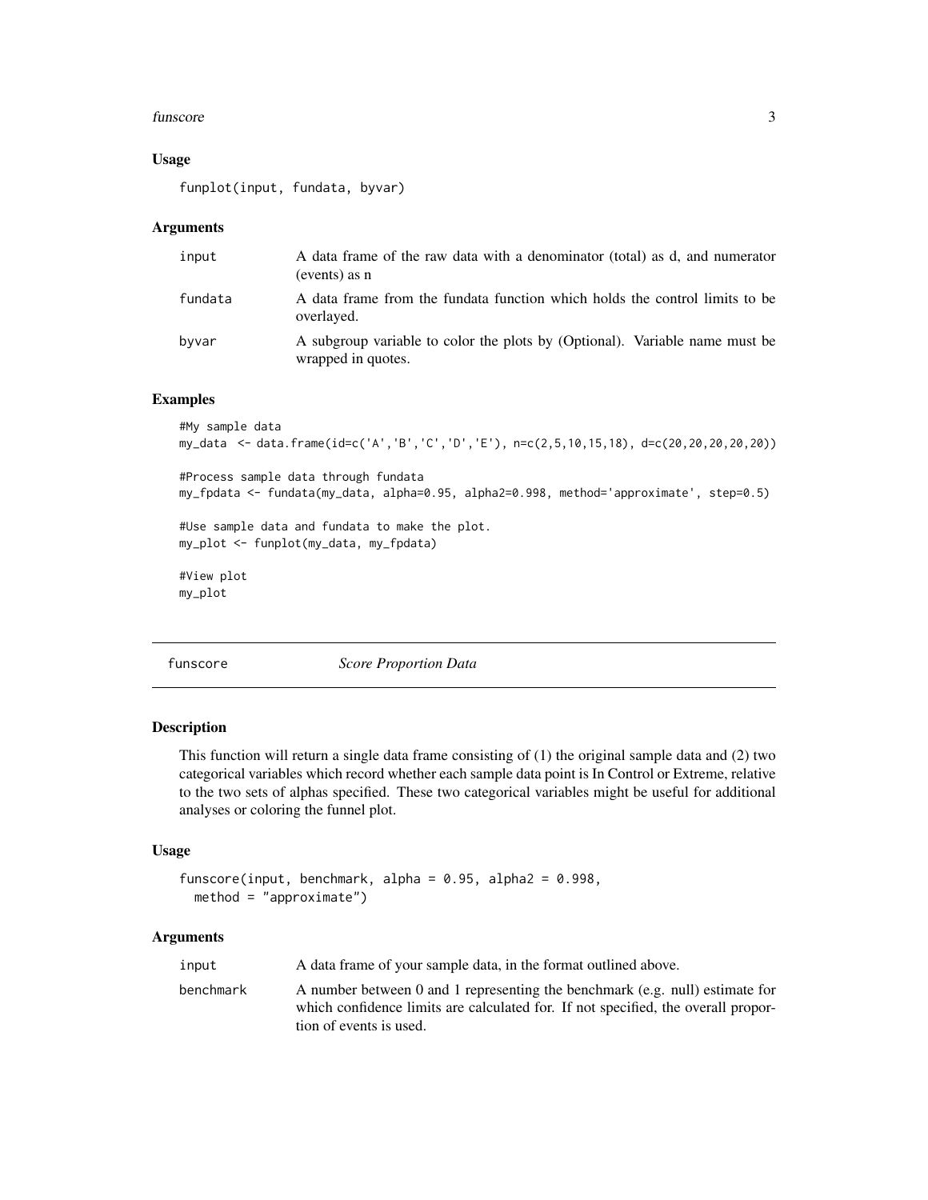### Usage

```
funplot(input, fundata, byvar)
```

### Arguments

| | |
|---|---|
| input | A data frame of the raw data with a denominator (total) as d, and numerator (events) as n |
| fundata | A data frame from the fundata function which holds the control limits to be overlayed. |
| byvar | A subgroup variable to color the plots by (Optional). Variable name must be wrapped in quotes. |

### Examples

```
#My sample data
my_data  <- data.frame(id=c('A','B','C','D','E'), n=c(2,5,10,15,18), d=c(20,20,20,20,20))

#Process sample data through fundata
my_fpdata <- fundata(my_data, alpha=0.95, alpha2=0.998, method='approximate', step=0.5)

#Use sample data and fundata to make the plot.
my_plot <- funplot(my_data, my_fpdata)

#View plot
my_plot
```

---

## funscore    *Score Proportion Data*

### Description

This function will return a single data frame consisting of (1) the original sample data and (2) two categorical variables which record whether each sample data point is In Control or Extreme, relative to the two sets of alphas specified. These two categorical variables might be useful for additional analyses or coloring the funnel plot.

### Usage

```
funscore(input, benchmark, alpha = 0.95, alpha2 = 0.998,
  method = "approximate")
```

### Arguments

| | |
|---|---|
| input | A data frame of your sample data, in the format outlined above. |
| benchmark | A number between 0 and 1 representing the benchmark (e.g. null) estimate for which confidence limits are calculated for. If not specified, the overall proportion of events is used. |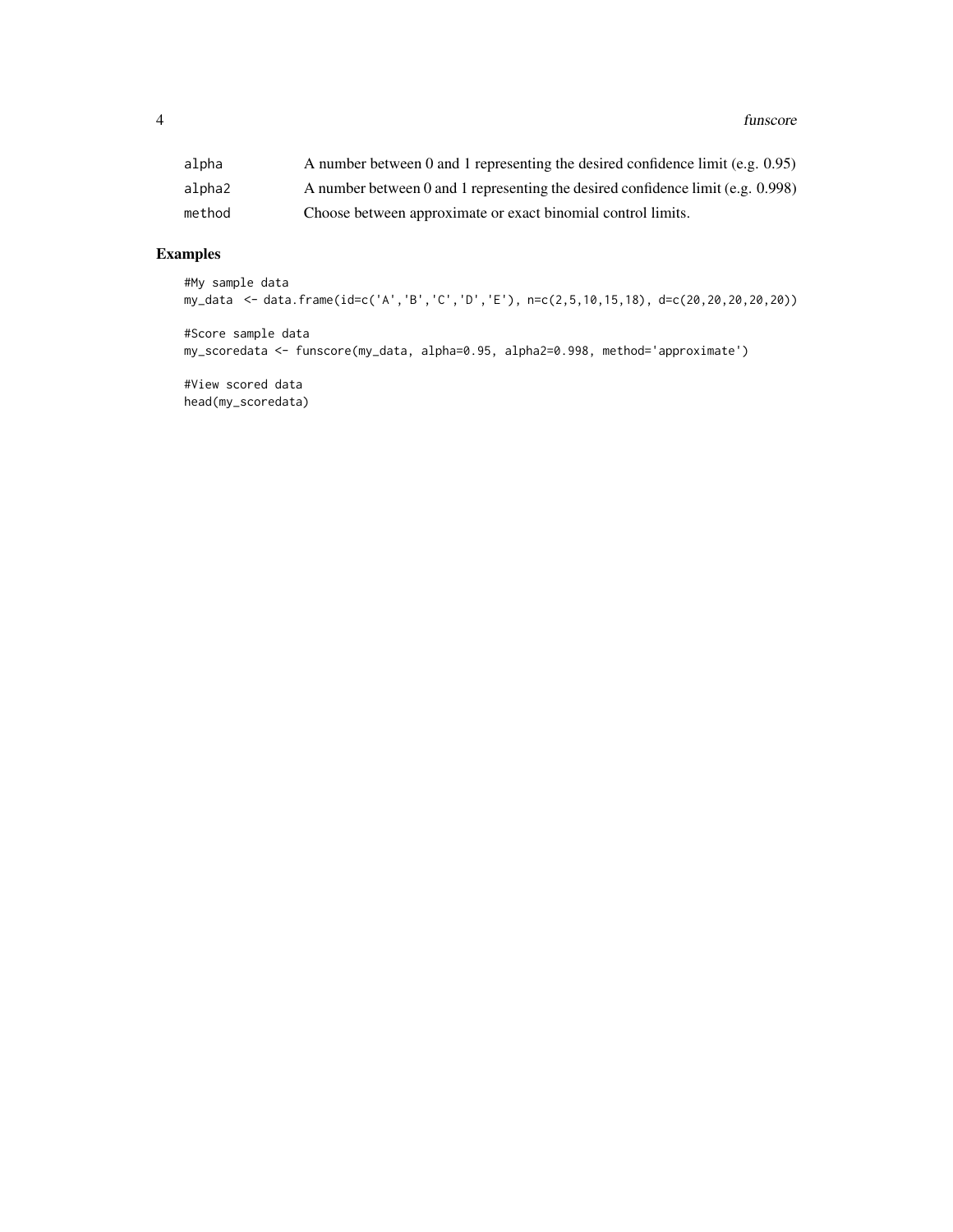| | |
|---|---|
| alpha | A number between 0 and 1 representing the desired confidence limit (e.g. 0.95) |
| alpha2 | A number between 0 and 1 representing the desired confidence limit (e.g. 0.998) |
| method | Choose between approximate or exact binomial control limits. |

## Examples

```
#My sample data
my_data  <- data.frame(id=c('A','B','C','D','E'), n=c(2,5,10,15,18), d=c(20,20,20,20,20))

#Score sample data
my_scoredata <- funscore(my_data, alpha=0.95, alpha2=0.998, method='approximate')

#View scored data
head(my_scoredata)
```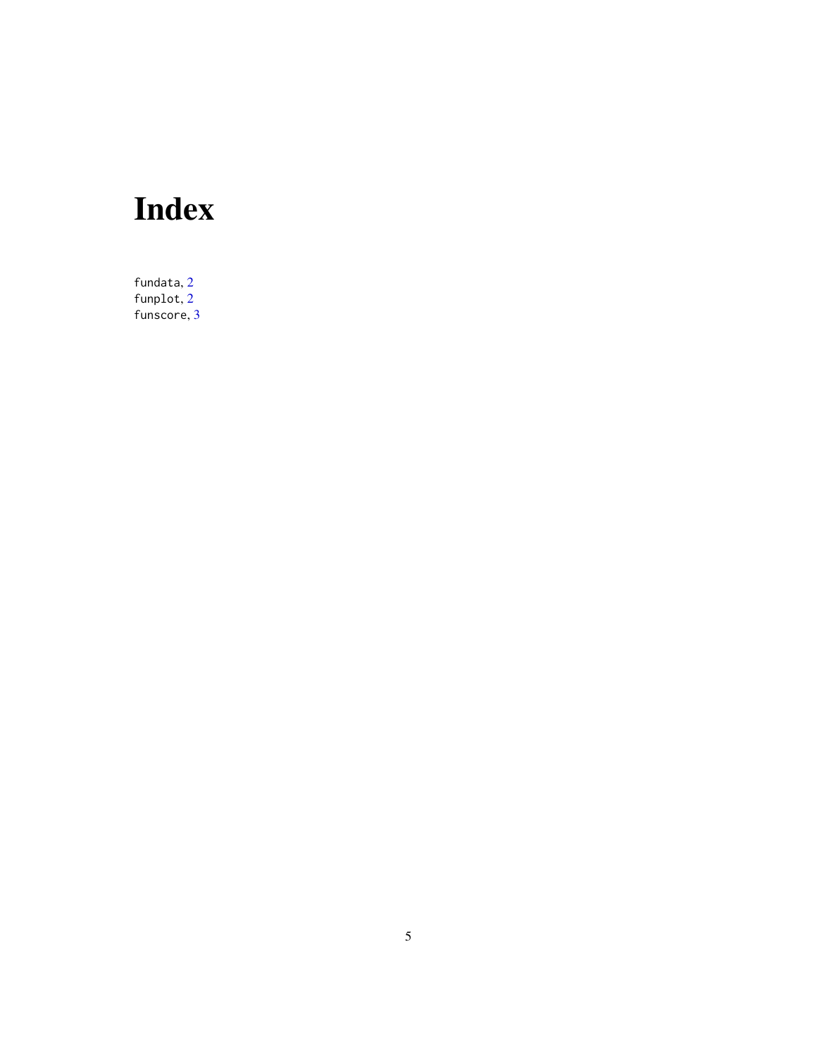# Index

fundata, 2
funplot, 2
funscore, 3